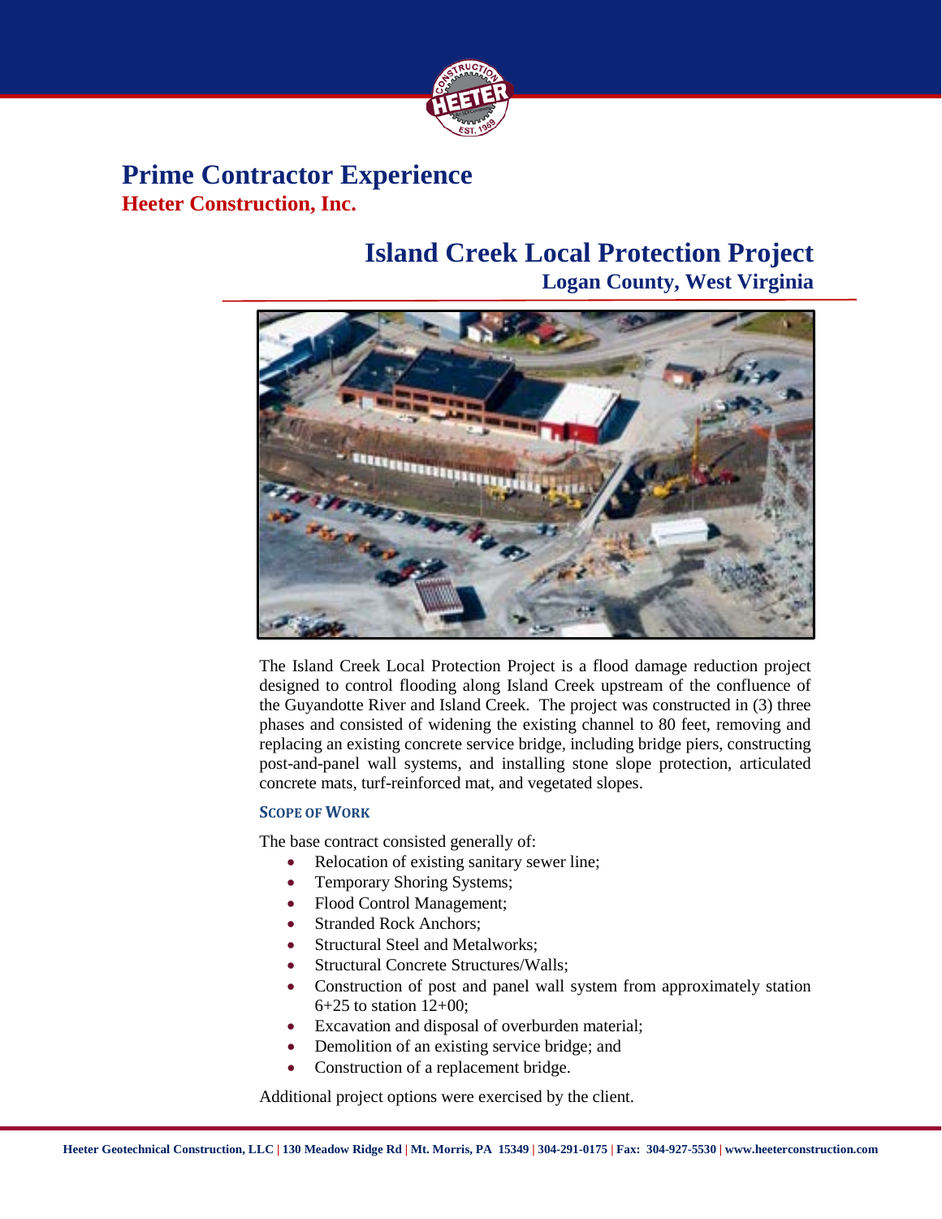# Prime Contractor Experience

**Heeter Construction, Inc.**

## Island Creek Local Protection Project

**Logan County, West Virginia**

The Island Creek Local Protection Project is a flood damage reduction project designed to control flooding along Island Creek upstream of the confluence of the Guyandotte River and Island Creek. The project was constructed in (3) three phases and consisted of widening the existing channel to 80 feet, removing and replacing an existing concrete service bridge, including bridge piers, constructing post-and-panel wall systems, and installing stone slope protection, articulated concrete mats, turf-reinforced mat, and vegetated slopes.

### SCOPE OF WORK

The base contract consisted generally of:

- Relocation of existing sanitary sewer line;
- Temporary Shoring Systems;
- Flood Control Management;
- Stranded Rock Anchors;
- Structural Steel and Metalworks;
- Structural Concrete Structures/Walls;
- Construction of post and panel wall system from approximately station 6+25 to station 12+00;
- Excavation and disposal of overburden material;
- Demolition of an existing service bridge; and
- Construction of a replacement bridge.

Additional project options were exercised by the client.

Heeter Geotechnical Construction, LLC | 130 Meadow Ridge Rd | Mt. Morris, PA 15349 | 304-291-0175 | Fax: 304-927-5530 | www.heeterconstruction.com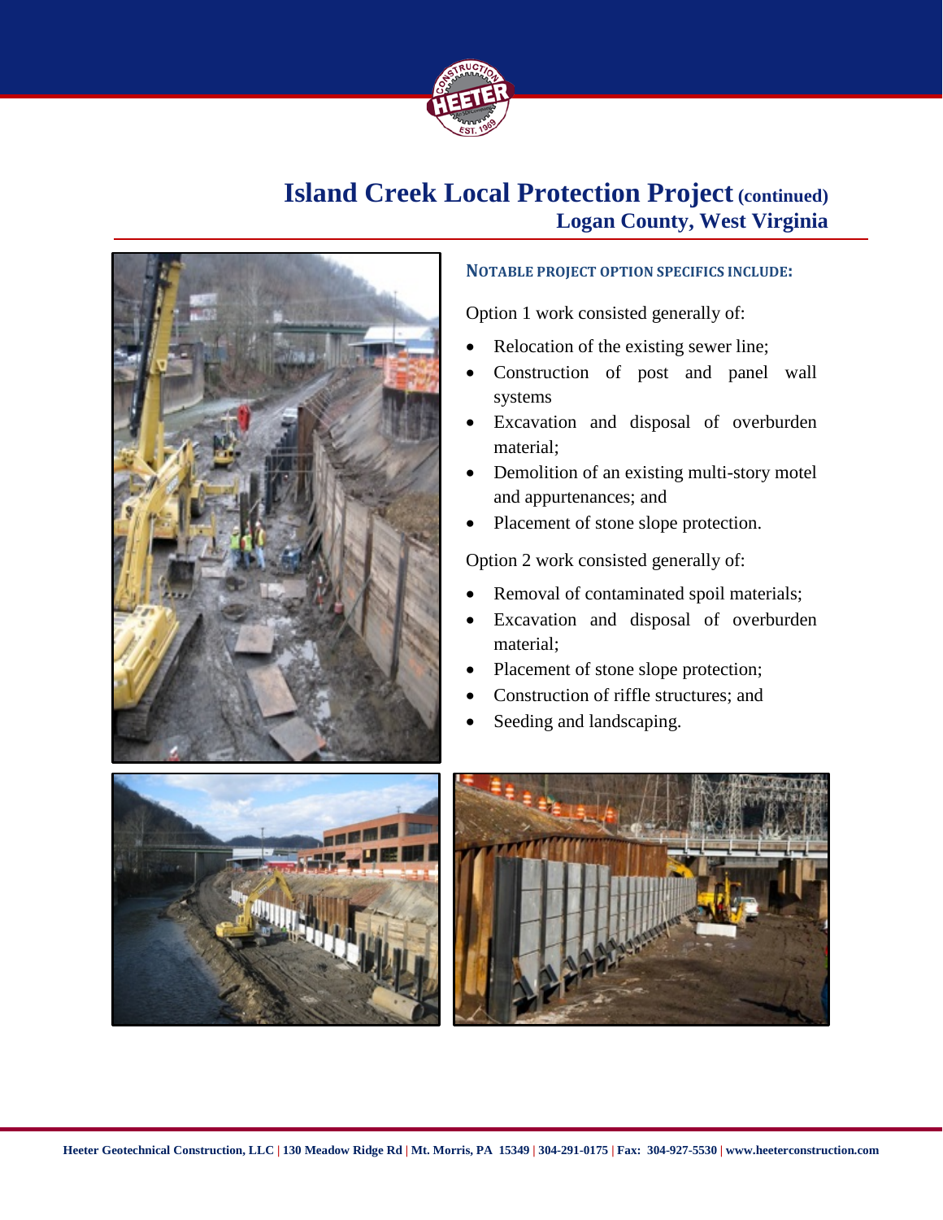# Island Creek Local Protection Project (continued)
## Logan County, West Virginia

### NOTABLE PROJECT OPTION SPECIFICS INCLUDE:

Option 1 work consisted generally of:

- Relocation of the existing sewer line;
- Construction of post and panel wall systems
- Excavation and disposal of overburden material;
- Demolition of an existing multi-story motel and appurtenances; and
- Placement of stone slope protection.

Option 2 work consisted generally of:

- Removal of contaminated spoil materials;
- Excavation and disposal of overburden material;
- Placement of stone slope protection;
- Construction of riffle structures; and
- Seeding and landscaping.

Heeter Geotechnical Construction, LLC | 130 Meadow Ridge Rd | Mt. Morris, PA 15349 | 304-291-0175 | Fax: 304-927-5530 | www.heeterconstruction.com